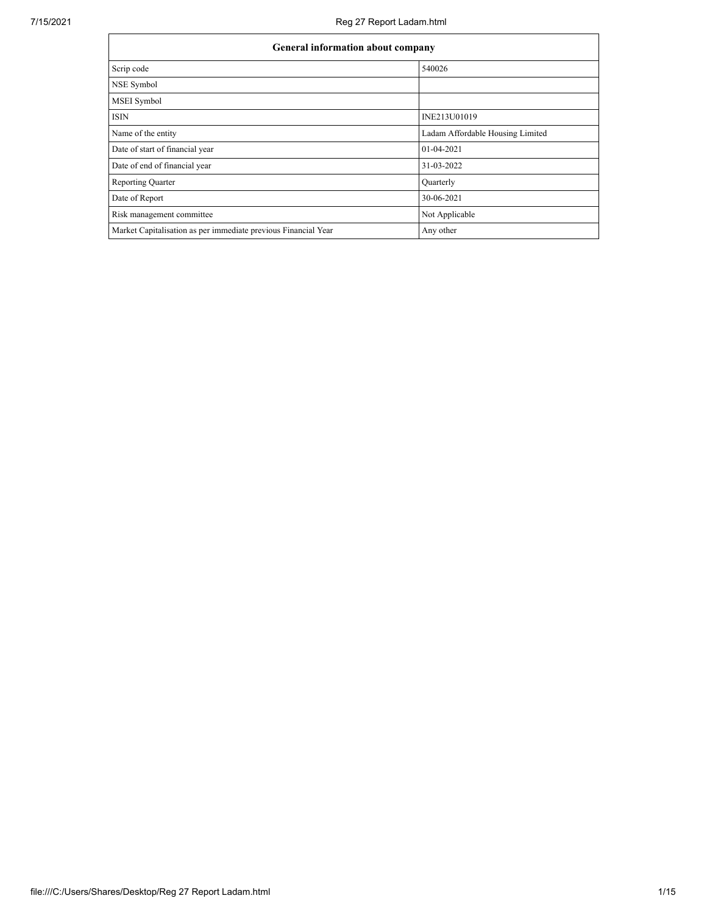| General information about company | |
|---|---|
| Scrip code | 540026 |
| NSE Symbol | |
| MSEI Symbol | |
| ISIN | INE213U01019 |
| Name of the entity | Ladam Affordable Housing Limited |
| Date of start of financial year | 01-04-2021 |
| Date of end of financial year | 31-03-2022 |
| Reporting Quarter | Quarterly |
| Date of Report | 30-06-2021 |
| Risk management committee | Not Applicable |
| Market Capitalisation as per immediate previous Financial Year | Any other |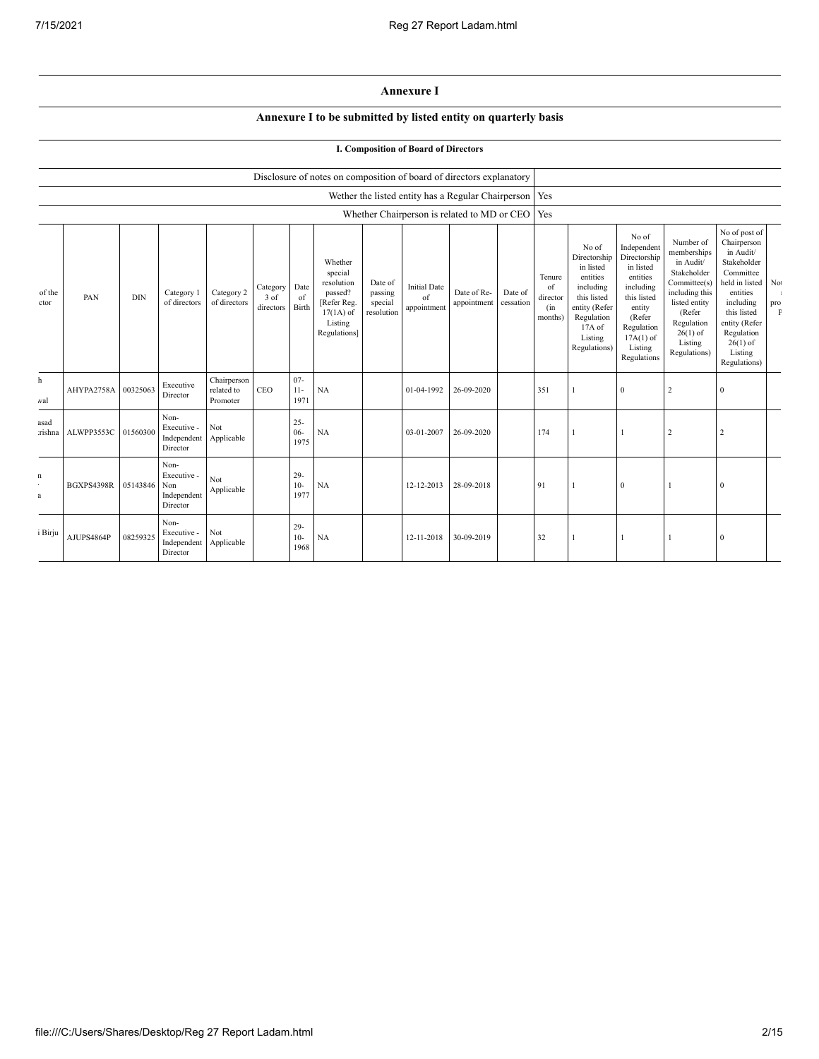# Annexure I

## Annexure I to be submitted by listed entity on quarterly basis

### I. Composition of Board of Directors

| | |
|---|---|
| Disclosure of notes on composition of board of directors explanatory | |
| Wether the listed entity has a Regular Chairperson | Yes |
| Whether Chairperson is related to MD or CEO | Yes |

| of the ctor | PAN | DIN | Category 1 of directors | Category 2 of directors | Category 3 of directors | Date of Birth | Whether special resolution passed? [Refer Reg. 17(1A) of Listing Regulations] | Date of passing special resolution | Initial Date of appointment | Date of Re-appointment | Date of cessation | Tenure of director (in months) | No of Directorship in listed entities including this listed entity (Refer Regulation 17A of Listing Regulations) | No of Independent Directorship in listed entities including this listed entity (Refer Regulation 17A(1) of Listing Regulations | Number of memberships in Audit/ Stakeholder Committee(s) including this listed entity (Refer Regulation 26(1) of Listing Regulations) | No of post of Chairperson in Audit/ Stakeholder Committee held in listed entities including this listed entity (Refer Regulation 26(1) of Listing Regulations) | No pro F |
|---|---|---|---|---|---|---|---|---|---|---|---|---|---|---|---|---|---|
| h wal | AHYPA2758A | 00325063 | Executive Director | Chairperson related to Promoter | CEO | 07-11-1971 | NA | | 01-04-1992 | 26-09-2020 | | 351 | 1 | 0 | 2 | 0 | |
| asad rishna | ALWPP3553C | 01560300 | Non-Executive - Independent Director | Not Applicable | | 25-06-1975 | NA | | 03-01-2007 | 26-09-2020 | | 174 | 1 | 1 | 2 | 2 | |
| n a | BGXPS4398R | 05143846 | Non-Executive - Non Independent Director | Not Applicable | | 29-10-1977 | NA | | 12-12-2013 | 28-09-2018 | | 91 | 1 | 0 | 1 | 0 | |
| i Birju | AJUPS4864P | 08259325 | Non-Executive - Independent Director | Not Applicable | | 29-10-1968 | NA | | 12-11-2018 | 30-09-2019 | | 32 | 1 | 1 | 1 | 0 | |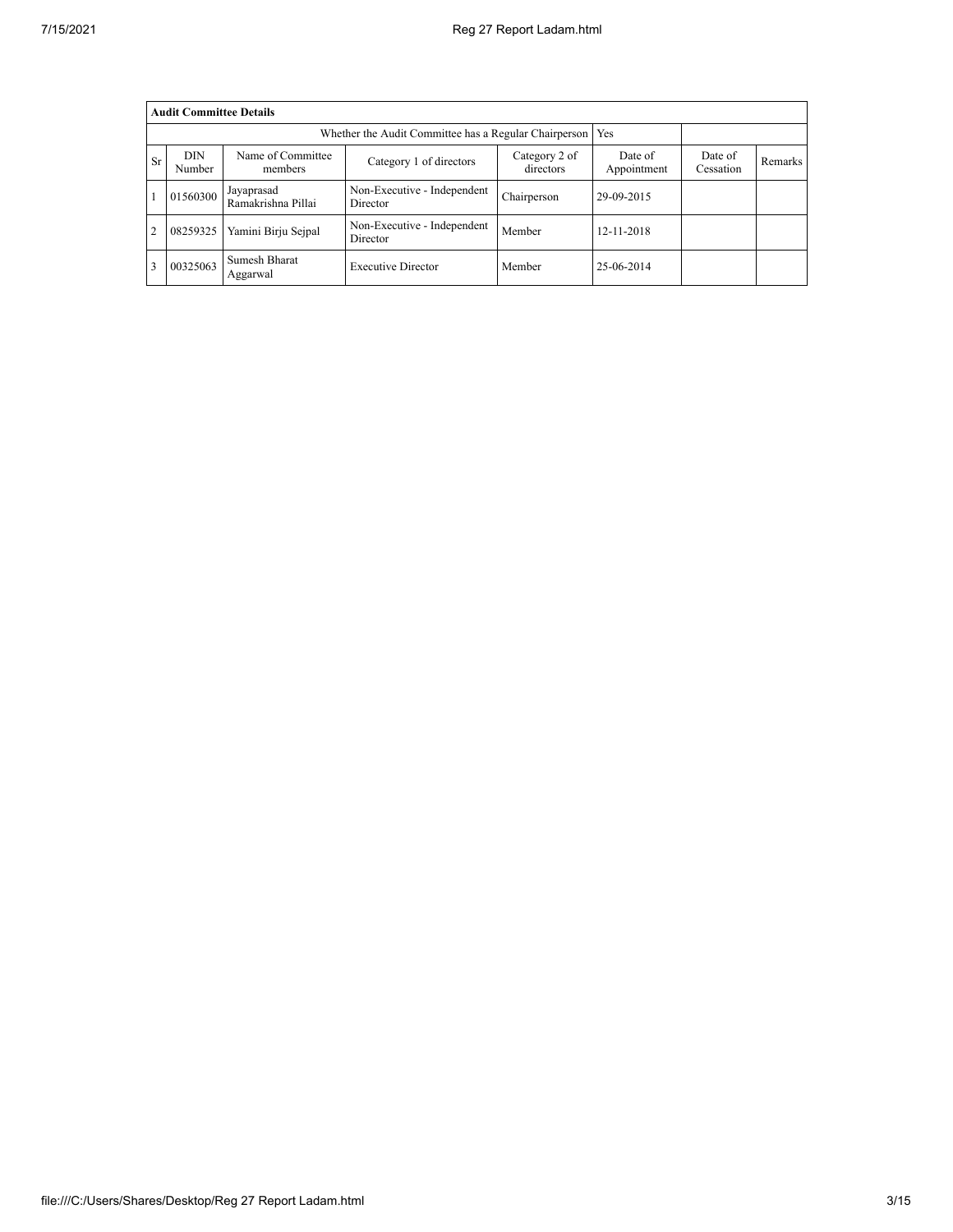| Audit Committee Details | | | | | | | |
|---|---|---|---|---|---|---|---|
| Whether the Audit Committee has a Regular Chairperson | | | | | Yes | | |
| Sr | DIN Number | Name of Committee members | Category 1 of directors | Category 2 of directors | Date of Appointment | Date of Cessation | Remarks |
| 1 | 01560300 | Jayaprasad Ramakrishna Pillai | Non-Executive - Independent Director | Chairperson | 29-09-2015 | | |
| 2 | 08259325 | Yamini Birju Sejpal | Non-Executive - Independent Director | Member | 12-11-2018 | | |
| 3 | 00325063 | Sumesh Bharat Aggarwal | Executive Director | Member | 25-06-2014 | | |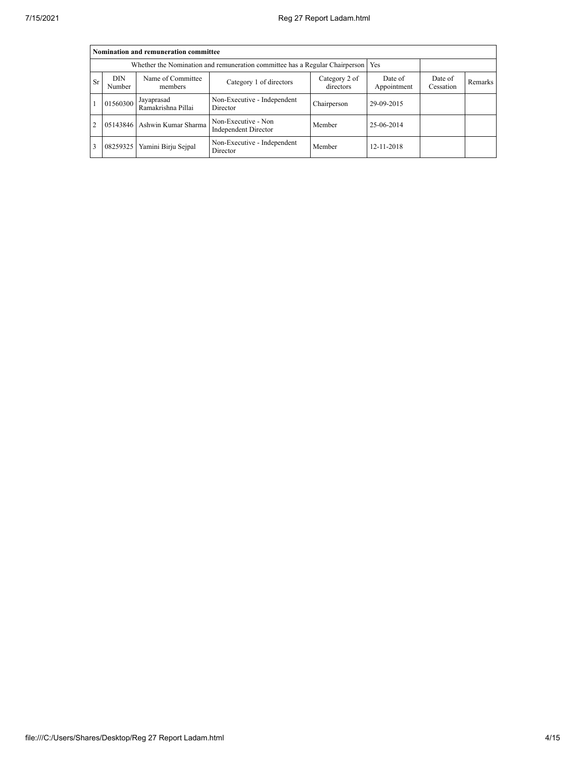| Nomination and remuneration committee | | | | | | | |
| --- | --- | --- | --- | --- | --- | --- | --- |
| Whether the Nomination and remuneration committee has a Regular Chairperson | | | | | Yes | | |
| Sr | DIN Number | Name of Committee members | Category 1 of directors | Category 2 of directors | Date of Appointment | Date of Cessation | Remarks |
| 1 | 01560300 | Jayaprasad Ramakrishna Pillai | Non-Executive - Independent Director | Chairperson | 29-09-2015 | | |
| 2 | 05143846 | Ashwin Kumar Sharma | Non-Executive - Non Independent Director | Member | 25-06-2014 | | |
| 3 | 08259325 | Yamini Birju Sejpal | Non-Executive - Independent Director | Member | 12-11-2018 | | |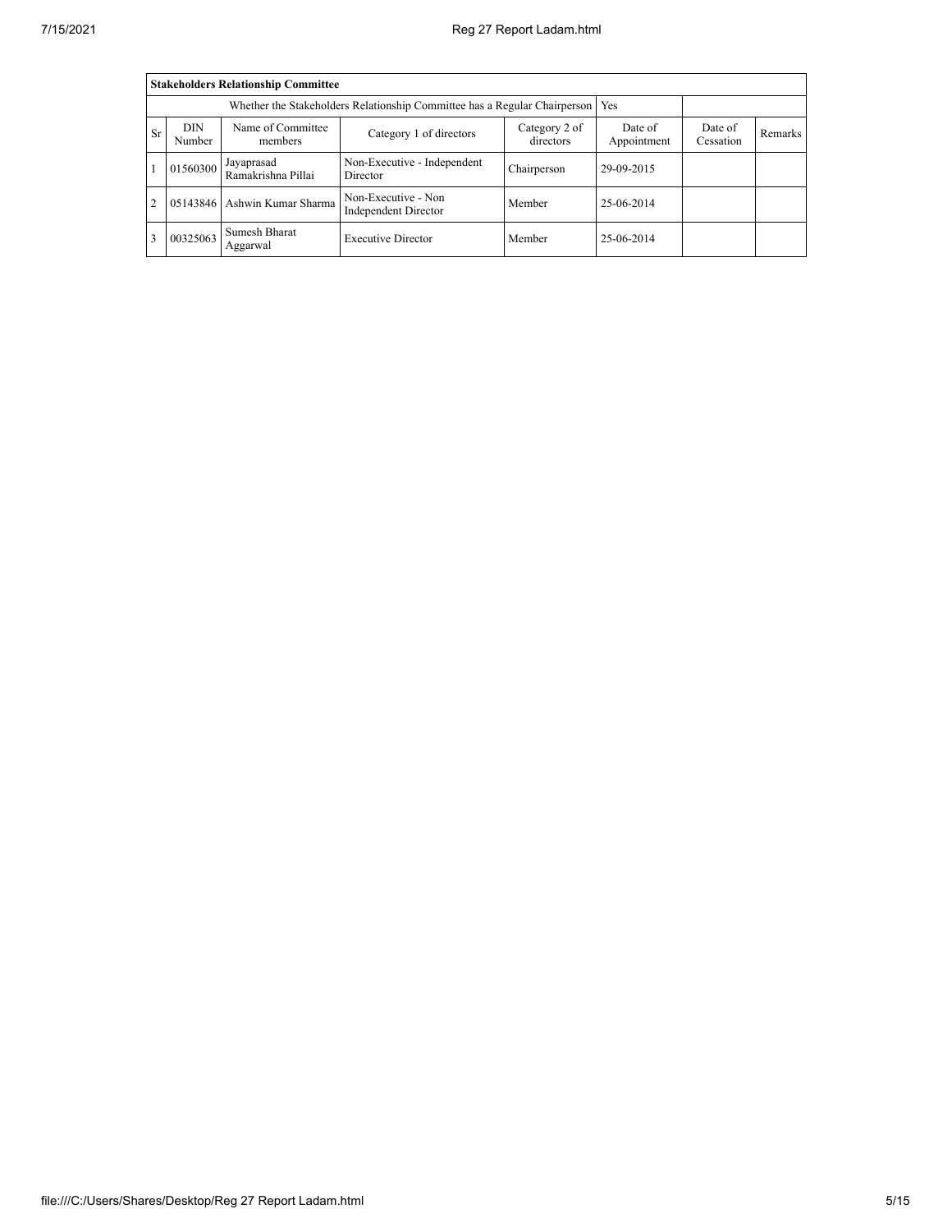| Stakeholders Relationship Committee | | | | | | | |
|---|---|---|---|---|---|---|---|
| Whether the Stakeholders Relationship Committee has a Regular Chairperson | | | | | Yes | | |
| Sr | DIN Number | Name of Committee members | Category 1 of directors | Category 2 of directors | Date of Appointment | Date of Cessation | Remarks |
| 1 | 01560300 | Jayaprasad Ramakrishna Pillai | Non-Executive - Independent Director | Chairperson | 29-09-2015 | | |
| 2 | 05143846 | Ashwin Kumar Sharma | Non-Executive - Non Independent Director | Member | 25-06-2014 | | |
| 3 | 00325063 | Sumesh Bharat Aggarwal | Executive Director | Member | 25-06-2014 | | |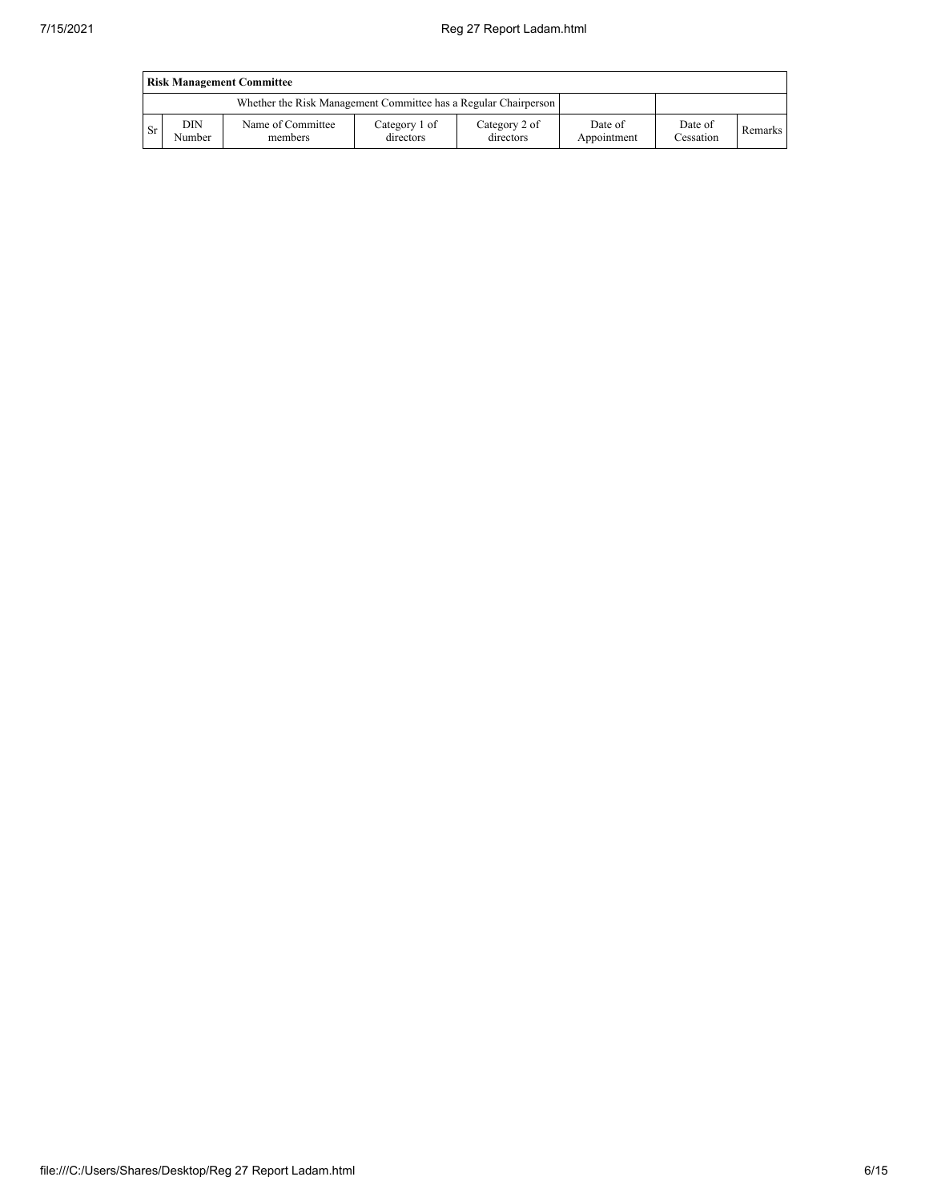| Risk Management Committee | | | | | | | |
|---|---|---|---|---|---|---|---|
| Whether the Risk Management Committee has a Regular Chairperson | | | | | | | |
| Sr | DIN Number | Name of Committee members | Category 1 of directors | Category 2 of directors | Date of Appointment | Date of Cessation | Remarks |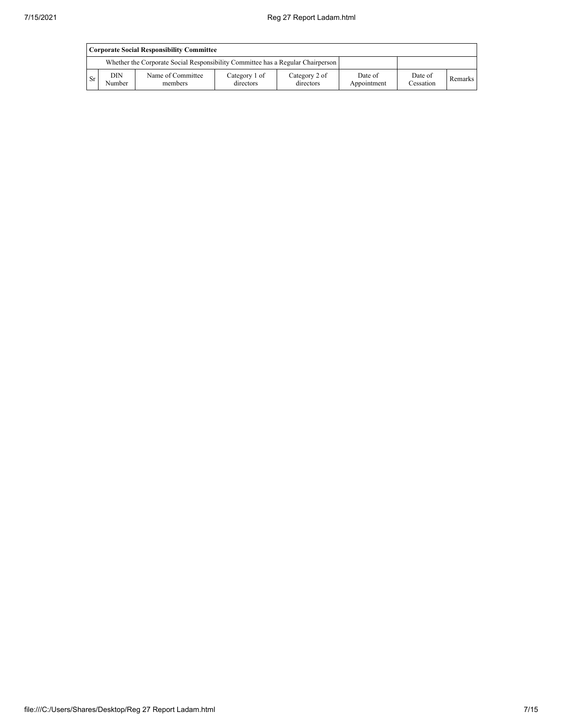| Corporate Social Responsibility Committee | | | | | | | |
|---|---|---|---|---|---|---|---|
| Whether the Corporate Social Responsibility Committee has a Regular Chairperson | | | | | | | |
| Sr | DIN Number | Name of Committee members | Category 1 of directors | Category 2 of directors | Date of Appointment | Date of Cessation | Remarks |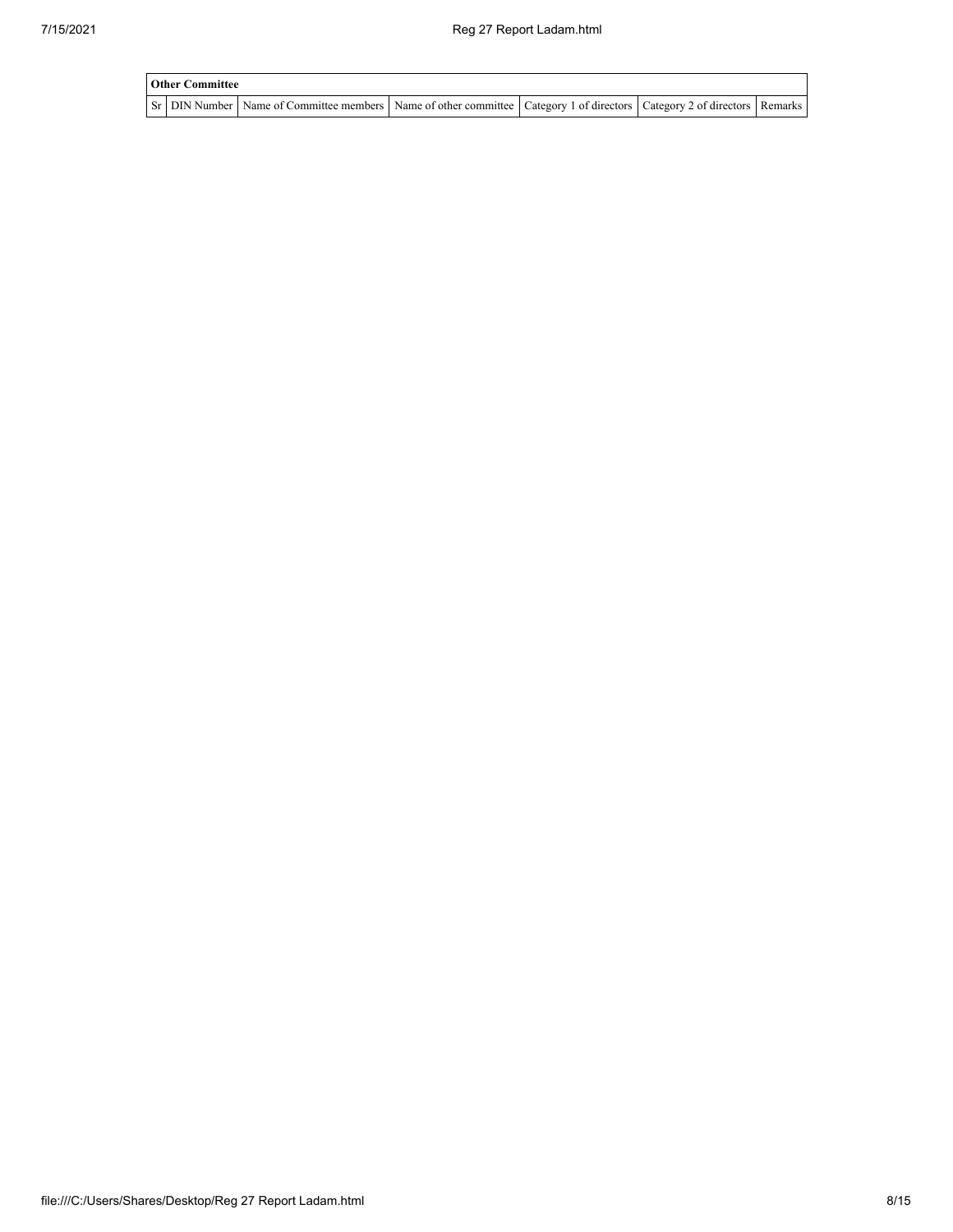| Other Committee | | | | | | |
|---|---|---|---|---|---|---|
| Sr | DIN Number | Name of Committee members | Name of other committee | Category 1 of directors | Category 2 of directors | Remarks |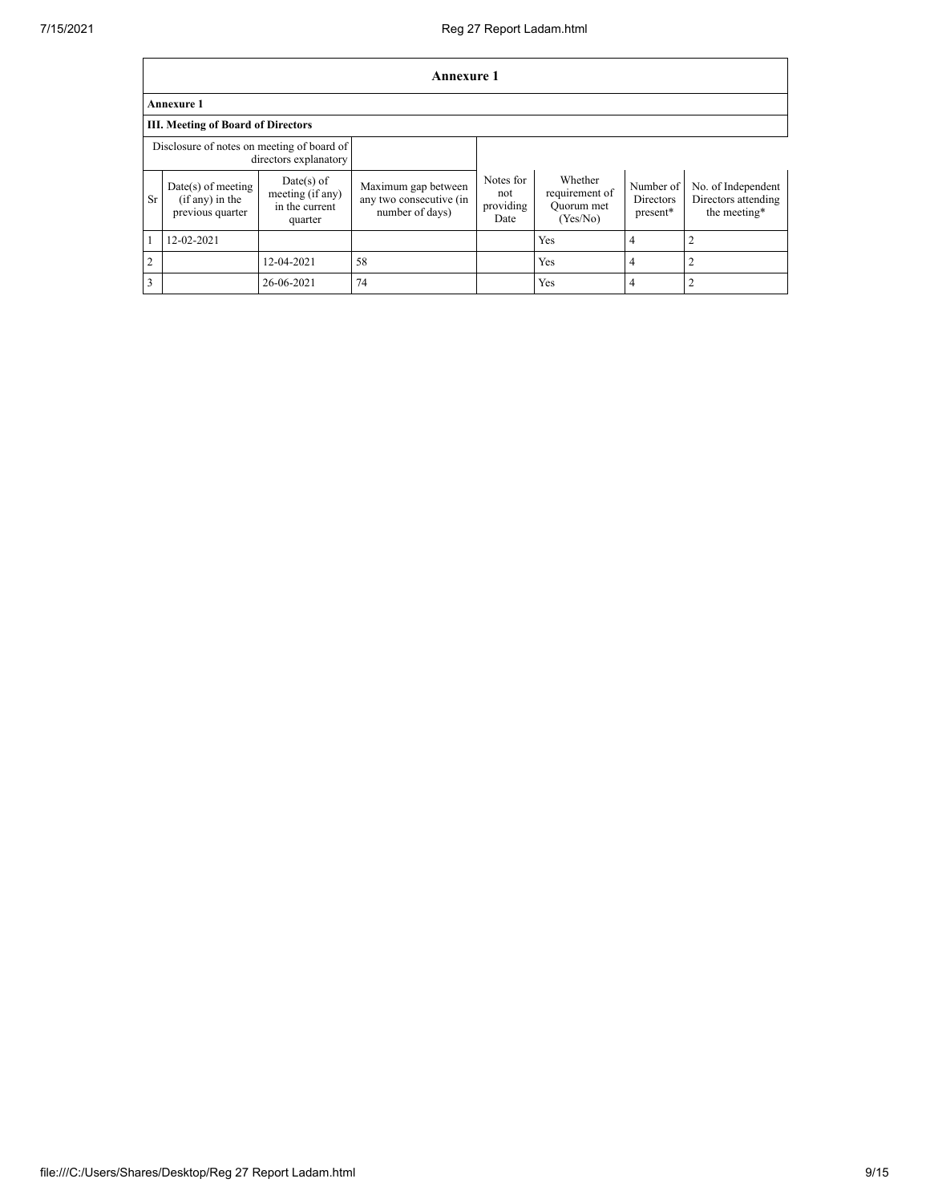## Annexure 1

### Annexure 1

### III. Meeting of Board of Directors

| Disclosure of notes on meeting of board of directors explanatory | | | | | | | |
|---|---|---|---|---|---|---|---|
| Sr | Date(s) of meeting (if any) in the previous quarter | Date(s) of meeting (if any) in the current quarter | Maximum gap between any two consecutive (in number of days) | Notes for not providing Date | Whether requirement of Quorum met (Yes/No) | Number of Directors present* | No. of Independent Directors attending the meeting* |
| 1 | 12-02-2021 | | | | Yes | 4 | 2 |
| 2 | | 12-04-2021 | 58 | | Yes | 4 | 2 |
| 3 | | 26-06-2021 | 74 | | Yes | 4 | 2 |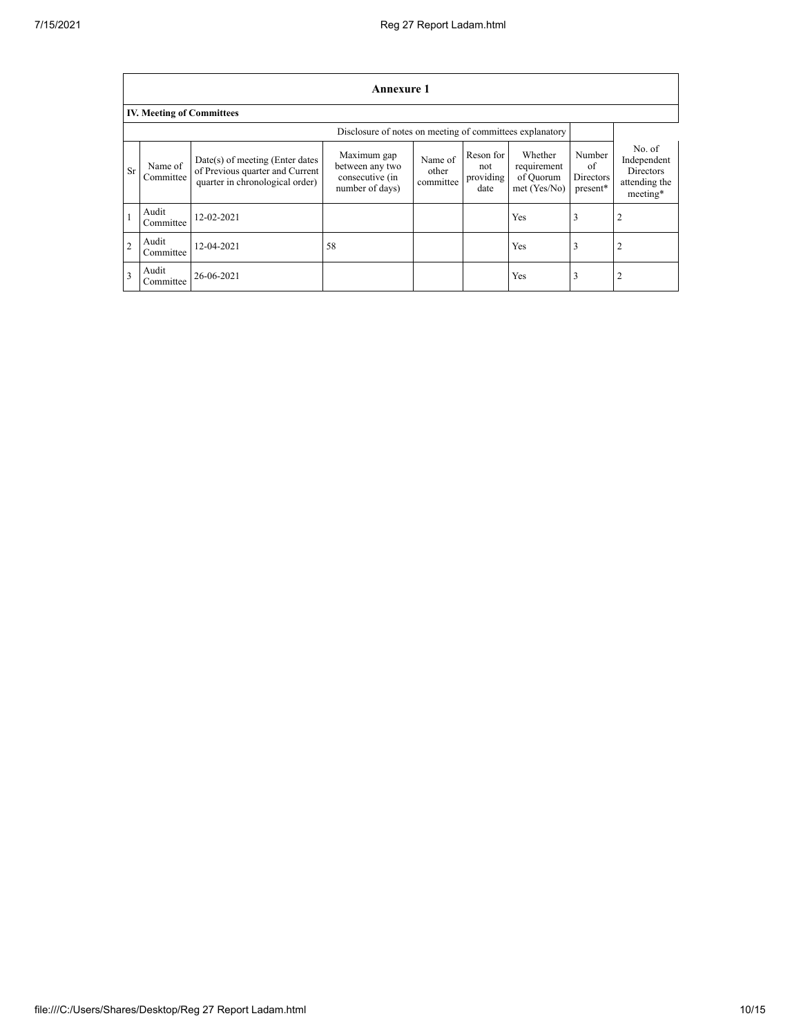## Annexure 1

### IV. Meeting of Committees

Disclosure of notes on meeting of committees explanatory

| Sr | Name of Committee | Date(s) of meeting (Enter dates of Previous quarter and Current quarter in chronological order) | Maximum gap between any two consecutive (in number of days) | Name of other committee | Reson for not providing date | Whether requirement of Quorum met (Yes/No) | Number of Directors present* | No. of Independent Directors attending the meeting* |
|---|---|---|---|---|---|---|---|---|
| 1 | Audit Committee | 12-02-2021 | | | | Yes | 3 | 2 |
| 2 | Audit Committee | 12-04-2021 | 58 | | | Yes | 3 | 2 |
| 3 | Audit Committee | 26-06-2021 | | | | Yes | 3 | 2 |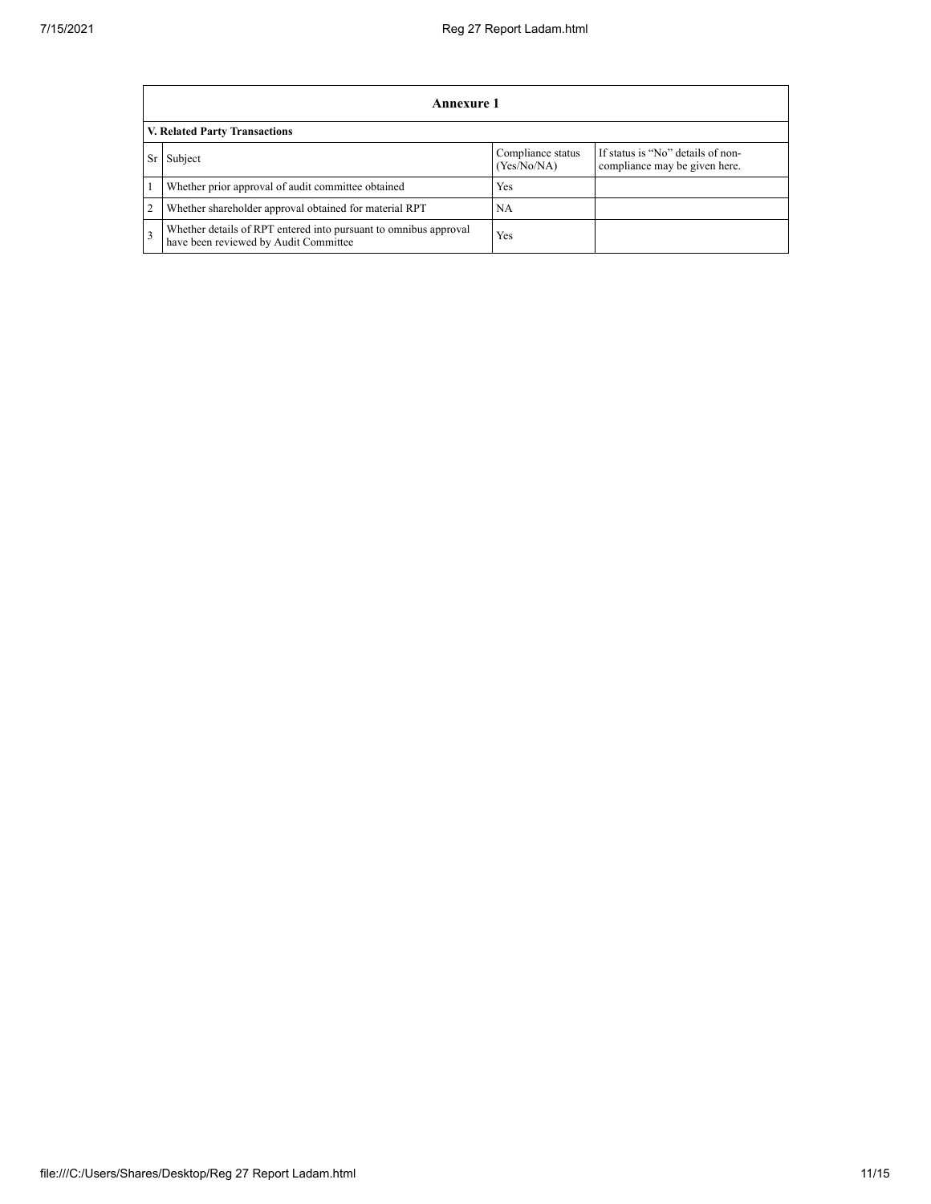| Annexure 1 | | | |
|---|---|---|---|
| **V. Related Party Transactions** | | | |
| Sr | Subject | Compliance status (Yes/No/NA) | If status is "No" details of non-compliance may be given here. |
| 1 | Whether prior approval of audit committee obtained | Yes | |
| 2 | Whether shareholder approval obtained for material RPT | NA | |
| 3 | Whether details of RPT entered into pursuant to omnibus approval have been reviewed by Audit Committee | Yes | |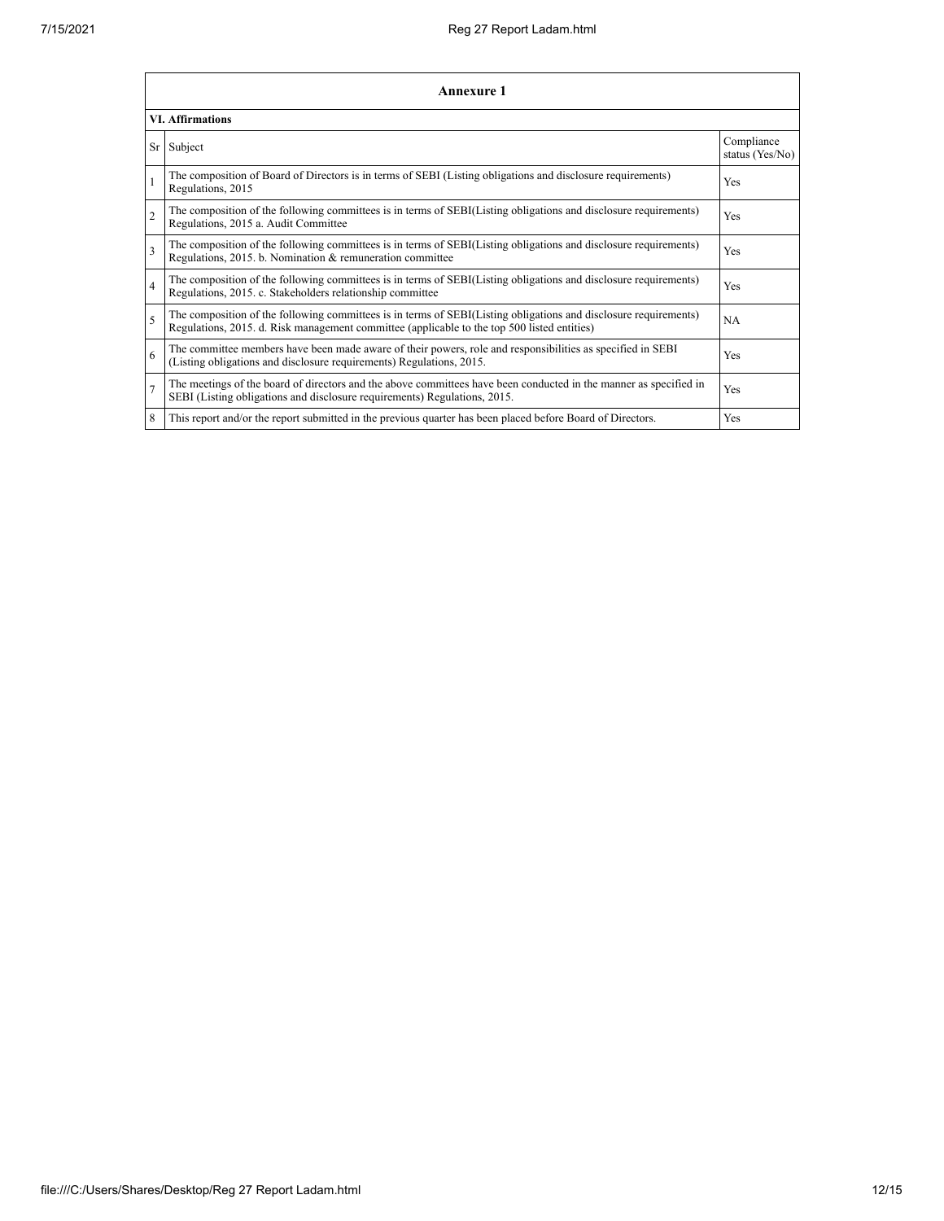| Annexure 1 | | |
|---|---|---|
| **VI. Affirmations** | | |
| Sr | Subject | Compliance status (Yes/No) |
| 1 | The composition of Board of Directors is in terms of SEBI (Listing obligations and disclosure requirements) Regulations, 2015 | Yes |
| 2 | The composition of the following committees is in terms of SEBI(Listing obligations and disclosure requirements) Regulations, 2015 a. Audit Committee | Yes |
| 3 | The composition of the following committees is in terms of SEBI(Listing obligations and disclosure requirements) Regulations, 2015. b. Nomination & remuneration committee | Yes |
| 4 | The composition of the following committees is in terms of SEBI(Listing obligations and disclosure requirements) Regulations, 2015. c. Stakeholders relationship committee | Yes |
| 5 | The composition of the following committees is in terms of SEBI(Listing obligations and disclosure requirements) Regulations, 2015. d. Risk management committee (applicable to the top 500 listed entities) | NA |
| 6 | The committee members have been made aware of their powers, role and responsibilities as specified in SEBI (Listing obligations and disclosure requirements) Regulations, 2015. | Yes |
| 7 | The meetings of the board of directors and the above committees have been conducted in the manner as specified in SEBI (Listing obligations and disclosure requirements) Regulations, 2015. | Yes |
| 8 | This report and/or the report submitted in the previous quarter has been placed before Board of Directors. | Yes |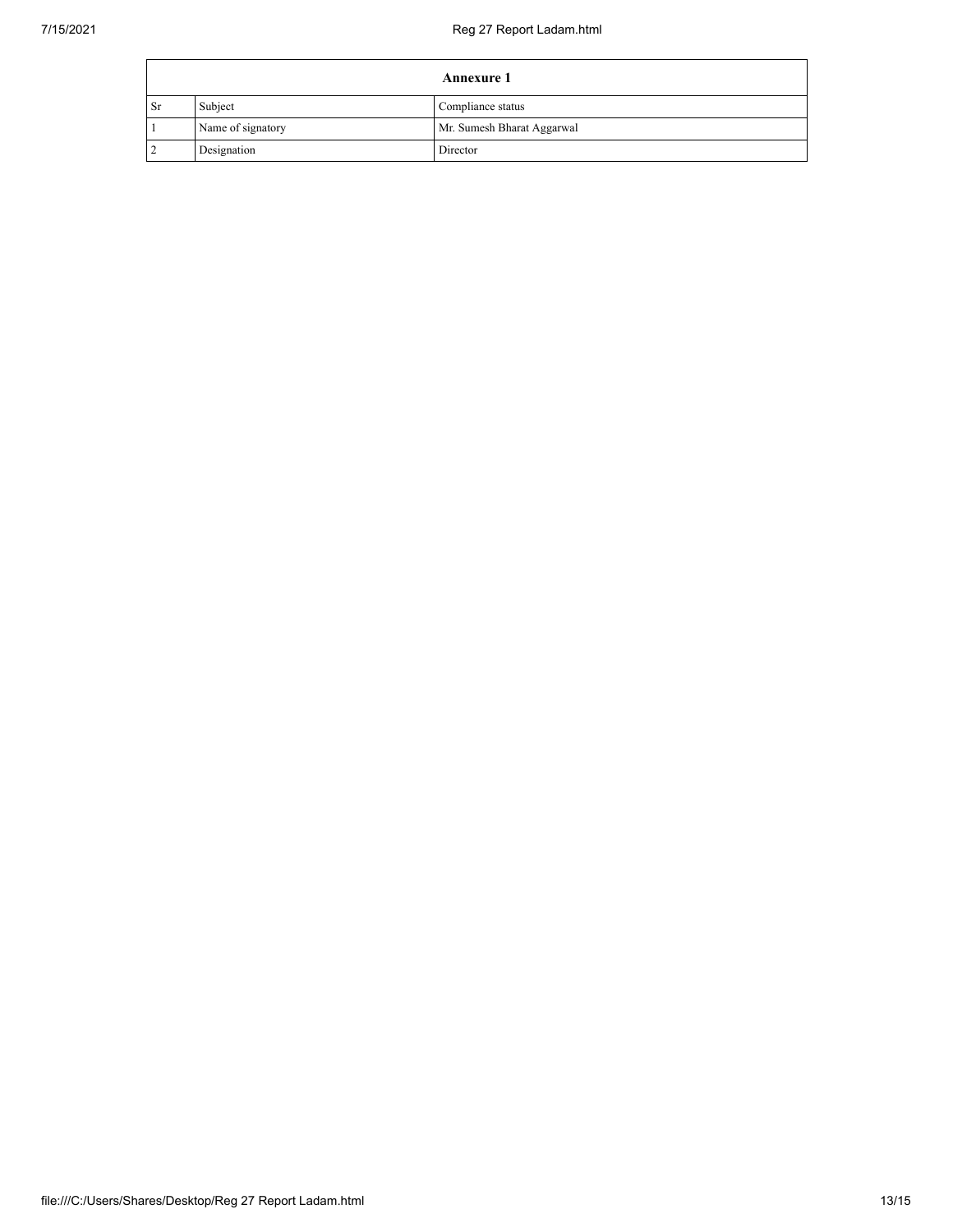| Annexure 1 | | |
|---|---|---|
| Sr | Subject | Compliance status |
| 1 | Name of signatory | Mr. Sumesh Bharat Aggarwal |
| 2 | Designation | Director |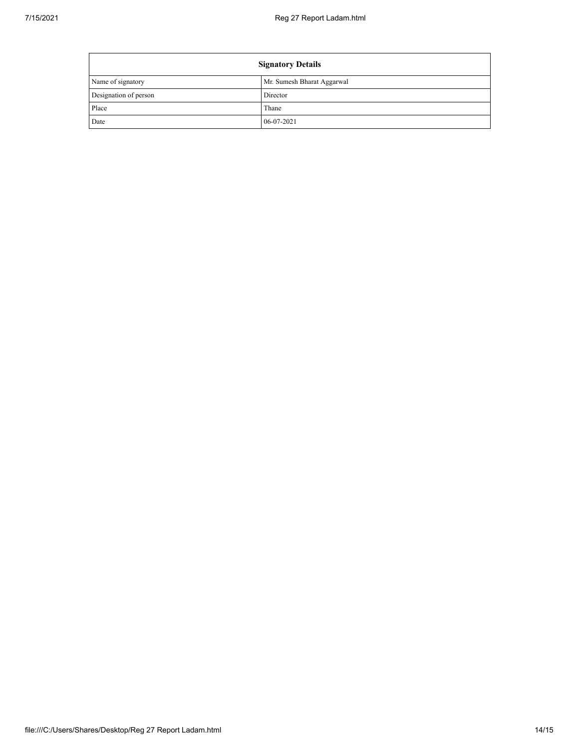| Signatory Details | |
|---|---|
| Name of signatory | Mr. Sumesh Bharat Aggarwal |
| Designation of person | Director |
| Place | Thane |
| Date | 06-07-2021 |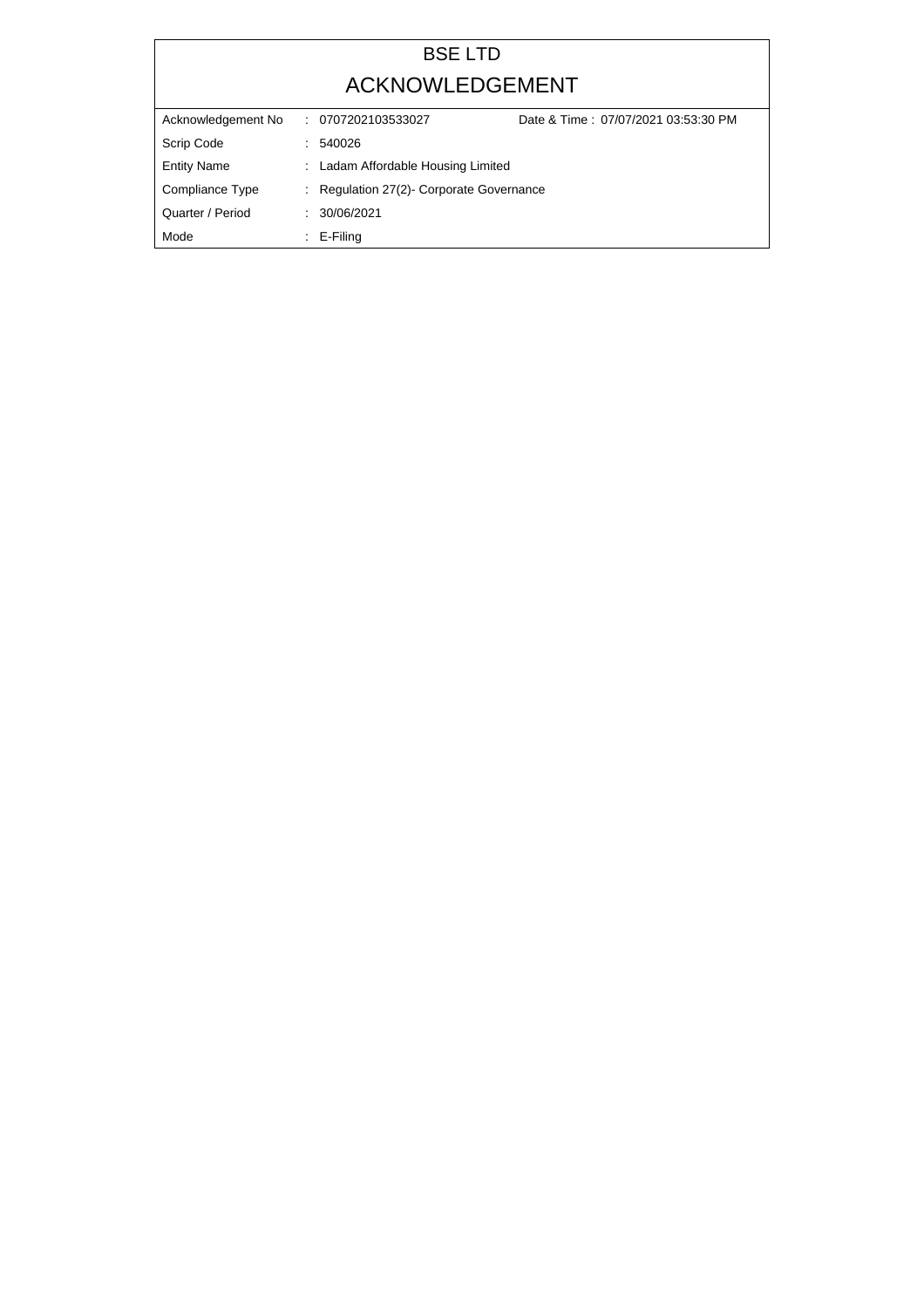# BSE LTD

## ACKNOWLEDGEMENT

| | | |
|---|---|---|
| Acknowledgement No | : 0707202103533027 | Date & Time : 07/07/2021 03:53:30 PM |
| Scrip Code | : 540026 | |
| Entity Name | : Ladam Affordable Housing Limited | |
| Compliance Type | : Regulation 27(2)- Corporate Governance | |
| Quarter / Period | : 30/06/2021 | |
| Mode | : E-Filing | |